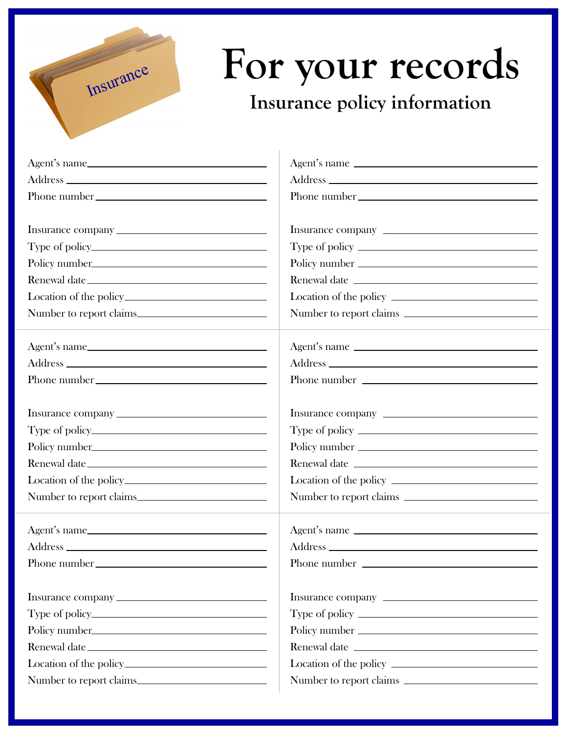# For your records

## Insurance policy information

Agent's name ____________________
Address ____________________
Phone number ____________________

Insurance company ____________________
Type of policy ____________________
Policy number ____________________
Renewal date ____________________
Location of the policy ____________________
Number to report claims ____________________

Agent's name ____________________
Address ____________________
Phone number ____________________

Insurance company ____________________
Type of policy ____________________
Policy number ____________________
Renewal date ____________________
Location of the policy ____________________
Number to report claims ____________________

Agent's name ____________________
Address ____________________
Phone number ____________________

Insurance company ____________________
Type of policy ____________________
Policy number ____________________
Renewal date ____________________
Location of the policy ____________________
Number to report claims ____________________

Agent's name ____________________
Address ____________________
Phone number ____________________

Insurance company ____________________
Type of policy ____________________
Policy number ____________________
Renewal date ____________________
Location of the policy ____________________
Number to report claims ____________________

Agent's name ____________________
Address ____________________
Phone number ____________________

Insurance company ____________________
Type of policy ____________________
Policy number ____________________
Renewal date ____________________
Location of the policy ____________________
Number to report claims ____________________

Agent's name ____________________
Address ____________________
Phone number ____________________

Insurance company ____________________
Type of policy ____________________
Policy number ____________________
Renewal date ____________________
Location of the policy ____________________
Number to report claims ____________________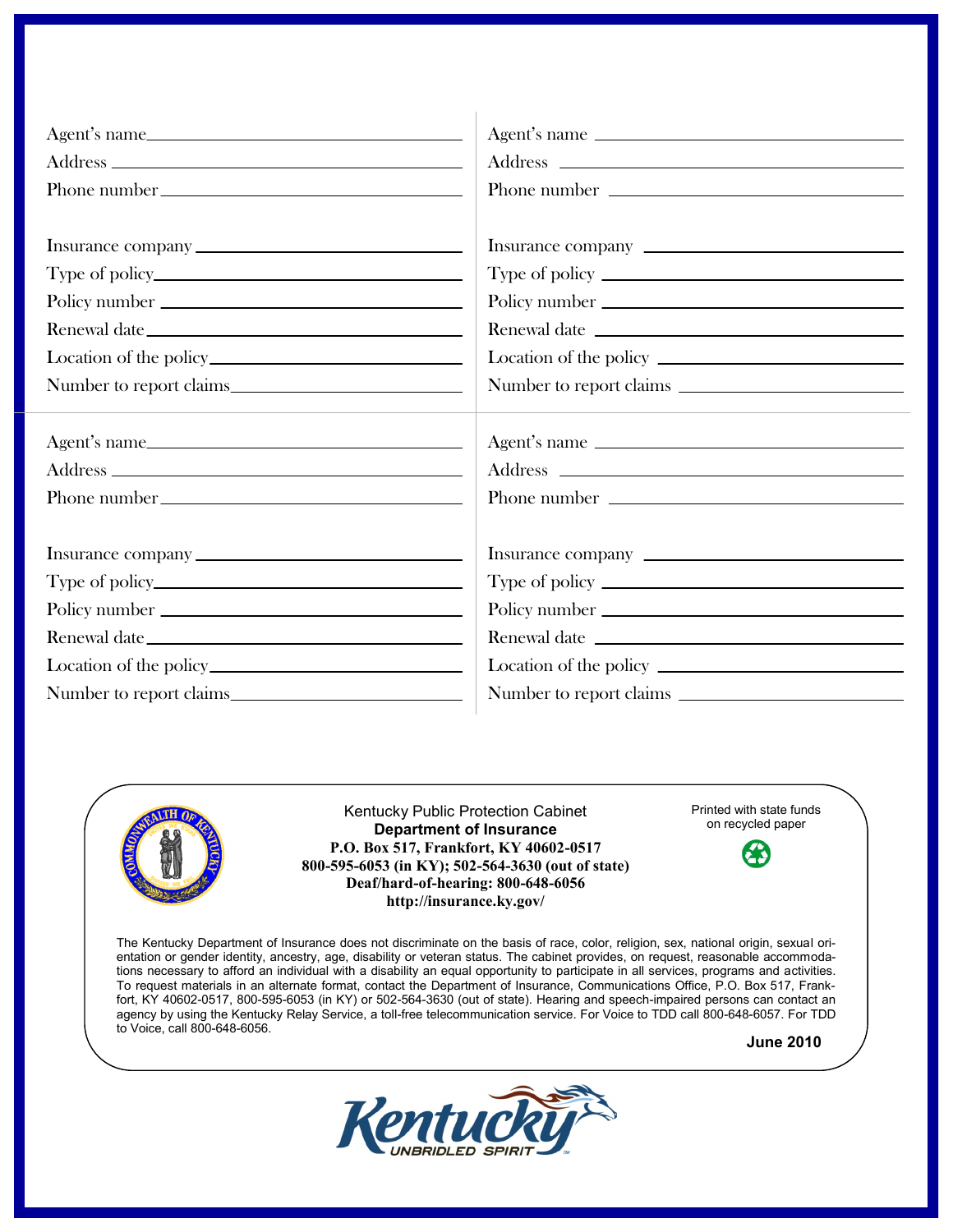Agent's name ______________________________
Address ______________________________
Phone number ______________________________

Insurance company ______________________________
Type of policy ______________________________
Policy number ______________________________
Renewal date ______________________________
Location of the policy ______________________________
Number to report claims ______________________________

Agent's name ______________________________
Address ______________________________
Phone number ______________________________

Insurance company ______________________________
Type of policy ______________________________
Policy number ______________________________
Renewal date ______________________________
Location of the policy ______________________________
Number to report claims ______________________________

Agent's name ______________________________
Address ______________________________
Phone number ______________________________

Insurance company ______________________________
Type of policy ______________________________
Policy number ______________________________
Renewal date ______________________________
Location of the policy ______________________________
Number to report claims ______________________________

Agent's name ______________________________
Address ______________________________
Phone number ______________________________

Insurance company ______________________________
Type of policy ______________________________
Policy number ______________________________
Renewal date ______________________________
Location of the policy ______________________________
Number to report claims ______________________________

Kentucky Public Protection Cabinet
**Department of Insurance**
**P.O. Box 517, Frankfort, KY 40602-0517**
**800-595-6053 (in KY); 502-564-3630 (out of state)**
**Deaf/hard-of-hearing: 800-648-6056**
**http://insurance.ky.gov/**

Printed with state funds on recycled paper

The Kentucky Department of Insurance does not discriminate on the basis of race, color, religion, sex, national origin, sexual orientation or gender identity, ancestry, age, disability or veteran status. The cabinet provides, on request, reasonable accommodations necessary to afford an individual with a disability an equal opportunity to participate in all services, programs and activities. To request materials in an alternate format, contact the Department of Insurance, Communications Office, P.O. Box 517, Frankfort, KY 40602-0517, 800-595-6053 (in KY) or 502-564-3630 (out of state). Hearing and speech-impaired persons can contact an agency by using the Kentucky Relay Service, a toll-free telecommunication service. For Voice to TDD call 800-648-6057. For TDD to Voice, call 800-648-6056.

**June 2010**

Kentucky
UNBRIDLED SPIRIT™